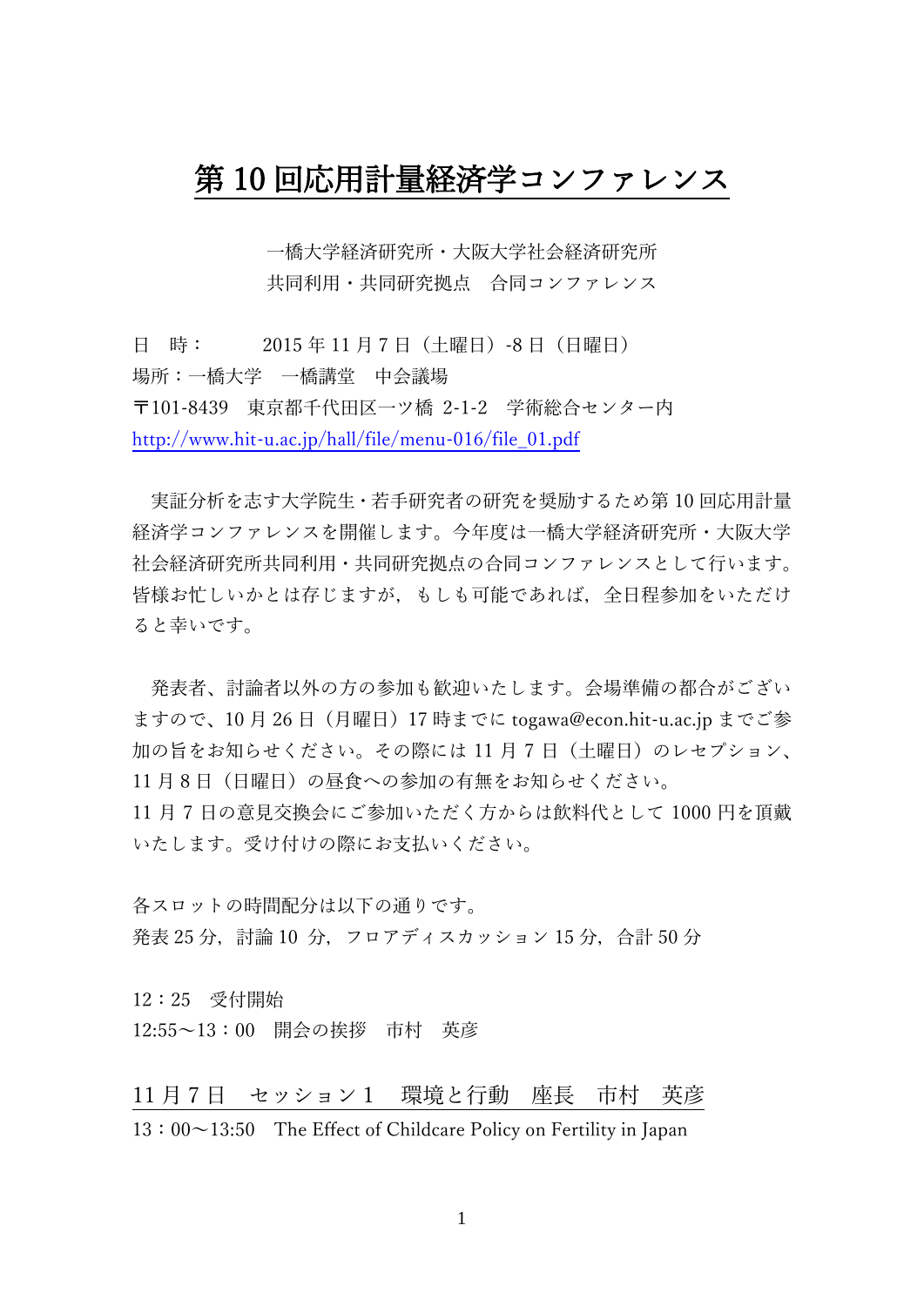# 第 10 回応用計量経済学コンファレンス

一橋大学経済研究所・大阪大学社会経済研究所
共同利用・共同研究拠点　合同コンファレンス

日　時：　　2015 年 11 月 7 日（土曜日）-8 日（日曜日）
場所：一橋大学　一橋講堂　中会議場
〒101-8439　東京都千代田区一ツ橋 2-1-2　学術総合センター内
http://www.hit-u.ac.jp/hall/file/menu-016/file_01.pdf

実証分析を志す大学院生・若手研究者の研究を奨励するため第 10 回応用計量経済学コンファレンスを開催します。今年度は一橋大学経済研究所・大阪大学社会経済研究所共同利用・共同研究拠点の合同コンファレンスとして行います。皆様お忙しいかとは存じますが，もしも可能であれば，全日程参加をいただけると幸いです。

発表者、討論者以外の方の参加も歓迎いたします。会場準備の都合がございますので、10 月 26 日（月曜日）17 時までに togawa@econ.hit-u.ac.jp までご参加の旨をお知らせください。その際には 11 月 7 日（土曜日）のレセプション、11 月 8 日（日曜日）の昼食への参加の有無をお知らせください。
11 月 7 日の意見交換会にご参加いただく方からは飲料代として 1000 円を頂戴いたします。受け付けの際にお支払いください。

各スロットの時間配分は以下の通りです。
発表 25 分，討論 10 分，フロアディスカッション 15 分，合計 50 分

12：25　受付開始
12:55～13：00　開会の挨拶　市村　英彦

## 11 月 7 日　セッション 1　環境と行動　座長　市村　英彦

13：00～13:50　The Effect of Childcare Policy on Fertility in Japan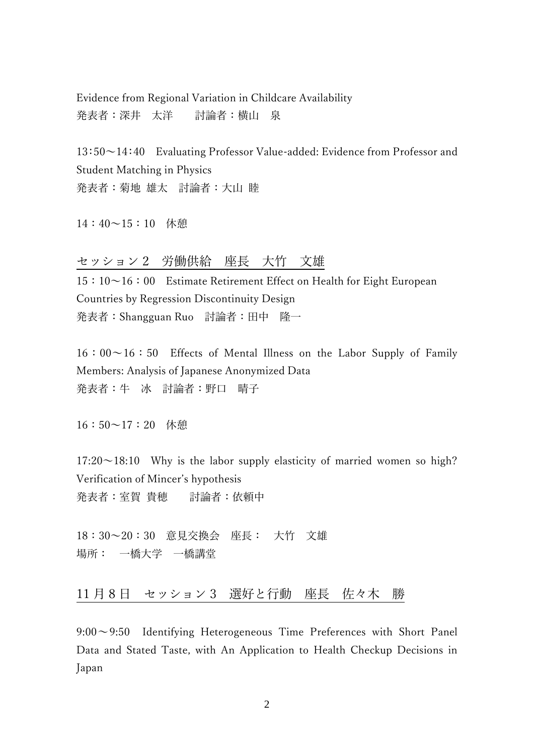Evidence from Regional Variation in Childcare Availability
発表者：深井　太洋　　討論者：横山　泉

13:50～14:40　Evaluating Professor Value-added: Evidence from Professor and Student Matching in Physics
発表者：菊地 雄太　討論者：大山 睦

14：40～15：10　休憩

## セッション２　労働供給　座長　大竹　文雄

15：10～16：00　Estimate Retirement Effect on Health for Eight European Countries by Regression Discontinuity Design
発表者：Shangguan Ruo　討論者：田中　隆一

16：00～16：50　Effects of Mental Illness on the Labor Supply of Family Members: Analysis of Japanese Anonymized Data
発表者：牛　冰　討論者：野口　晴子

16：50～17：20　休憩

17:20～18:10　Why is the labor supply elasticity of married women so high? Verification of Mincer's hypothesis
発表者：室賀 貴穂　　討論者：依頼中

18：30～20：30　意見交換会　座長：　大竹　文雄
場所：　一橋大学　一橋講堂

## 11月8日　セッション３　選好と行動　座長　佐々木　勝

9:00～9:50　Identifying Heterogeneous Time Preferences with Short Panel Data and Stated Taste, with An Application to Health Checkup Decisions in Japan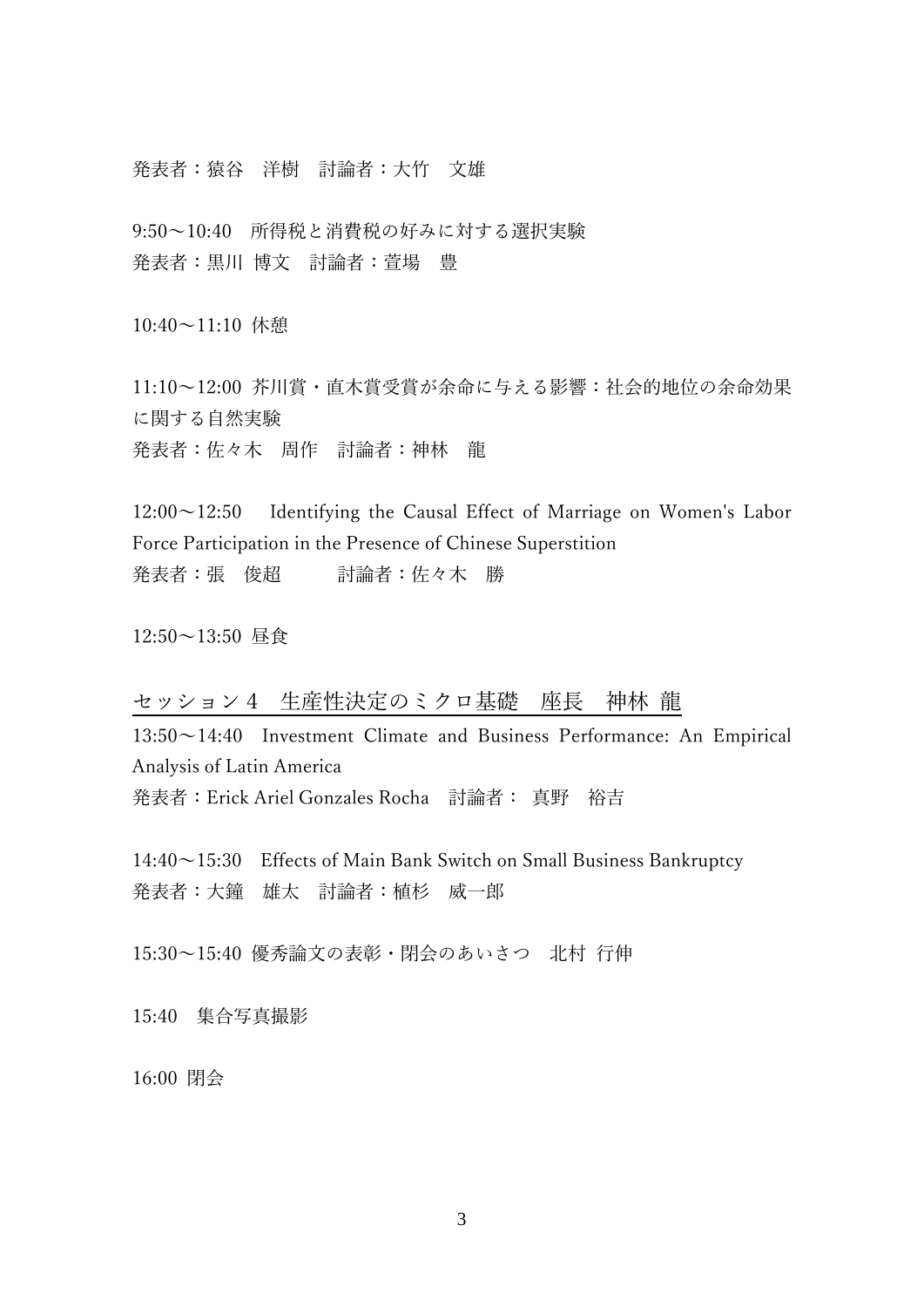発表者：猿谷　洋樹　討論者：大竹　文雄

9:50～10:40　所得税と消費税の好みに対する選択実験
発表者：黒川 博文　討論者：萱場　豊

10:40～11:10 休憩

11:10～12:00 芥川賞・直木賞受賞が余命に与える影響：社会的地位の余命効果に関する自然実験
発表者：佐々木　周作　討論者：神林　龍

12:00～12:50　Identifying the Causal Effect of Marriage on Women's Labor Force Participation in the Presence of Chinese Superstition
発表者：張　俊超　　　討論者：佐々木　勝

12:50～13:50 昼食

## セッション 4　生産性決定のミクロ基礎　座長　神林 龍

13:50～14:40　Investment Climate and Business Performance: An Empirical Analysis of Latin America
発表者：Erick Ariel Gonzales Rocha　討論者： 真野　裕吉

14:40～15:30　Effects of Main Bank Switch on Small Business Bankruptcy
発表者：大鐘　雄太　討論者：植杉　威一郎

15:30～15:40 優秀論文の表彰・閉会のあいさつ　北村 行伸

15:40　集合写真撮影

16:00 閉会